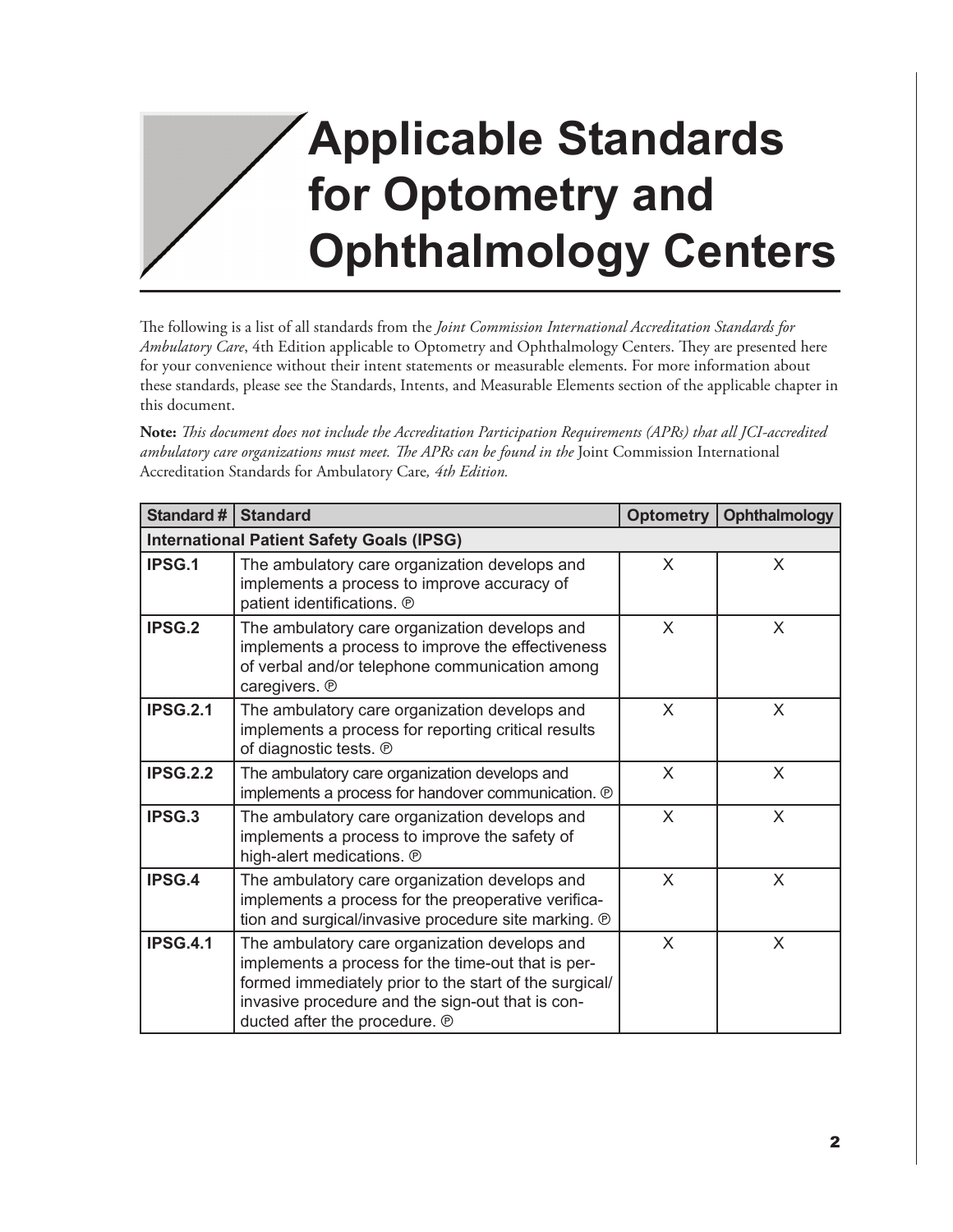# Applicable Standards for Optometry and Ophthalmology Centers

The following is a list of all standards from the *Joint Commission International Accreditation Standards for Ambulatory Care*, 4th Edition applicable to Optometry and Ophthalmology Centers. They are presented here for your convenience without their intent statements or measurable elements. For more information about these standards, please see the Standards, Intents, and Measurable Elements section of the applicable chapter in this document.

**Note:** *This document does not include the Accreditation Participation Requirements (APRs) that all JCI-accredited ambulatory care organizations must meet. The APRs can be found in the* Joint Commission International Accreditation Standards for Ambulatory Care*, 4th Edition.*

| Standard # | Standard | Optometry | Ophthalmology |
|---|---|---|---|
| **International Patient Safety Goals (IPSG)** | | | |
| **IPSG.1** | The ambulatory care organization develops and implements a process to improve accuracy of patient identifications. ℗ | X | X |
| **IPSG.2** | The ambulatory care organization develops and implements a process to improve the effectiveness of verbal and/or telephone communication among caregivers. ℗ | X | X |
| **IPSG.2.1** | The ambulatory care organization develops and implements a process for reporting critical results of diagnostic tests. ℗ | X | X |
| **IPSG.2.2** | The ambulatory care organization develops and implements a process for handover communication. ℗ | X | X |
| **IPSG.3** | The ambulatory care organization develops and implements a process to improve the safety of high-alert medications. ℗ | X | X |
| **IPSG.4** | The ambulatory care organization develops and implements a process for the preoperative verification and surgical/invasive procedure site marking. ℗ | X | X |
| **IPSG.4.1** | The ambulatory care organization develops and implements a process for the time-out that is performed immediately prior to the start of the surgical/invasive procedure and the sign-out that is conducted after the procedure. ℗ | X | X |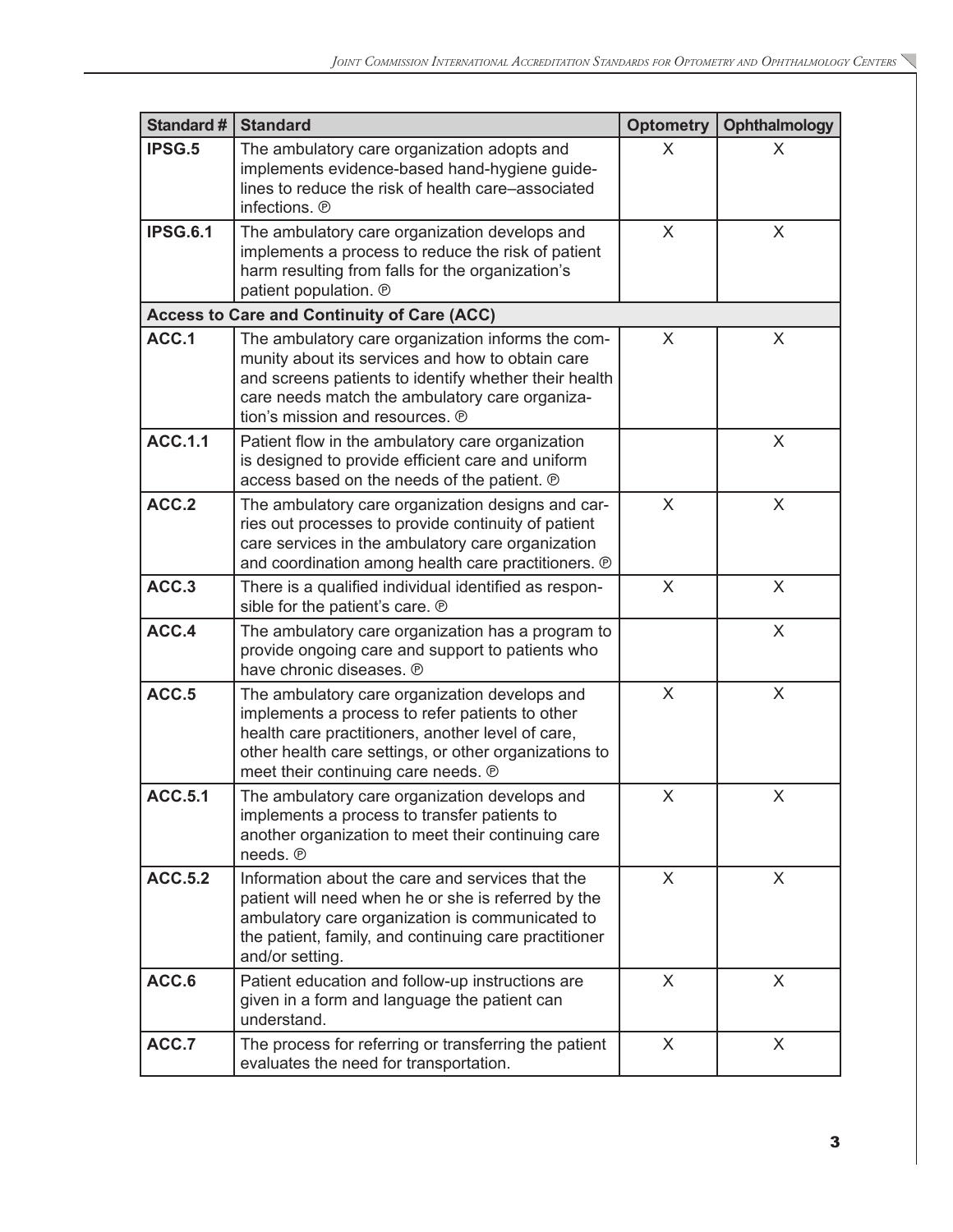| Standard # | Standard | Optometry | Ophthalmology |
|---|---|---|---|
| **IPSG.5** | The ambulatory care organization adopts and implements evidence-based hand-hygiene guidelines to reduce the risk of health care–associated infections. ℗ | X | X |
| **IPSG.6.1** | The ambulatory care organization develops and implements a process to reduce the risk of patient harm resulting from falls for the organization's patient population. ℗ | X | X |
| **Access to Care and Continuity of Care (ACC)** | | | |
| **ACC.1** | The ambulatory care organization informs the community about its services and how to obtain care and screens patients to identify whether their health care needs match the ambulatory care organization's mission and resources. ℗ | X | X |
| **ACC.1.1** | Patient flow in the ambulatory care organization is designed to provide efficient care and uniform access based on the needs of the patient. ℗ | | X |
| **ACC.2** | The ambulatory care organization designs and carries out processes to provide continuity of patient care services in the ambulatory care organization and coordination among health care practitioners. ℗ | X | X |
| **ACC.3** | There is a qualified individual identified as responsible for the patient's care. ℗ | X | X |
| **ACC.4** | The ambulatory care organization has a program to provide ongoing care and support to patients who have chronic diseases. ℗ | | X |
| **ACC.5** | The ambulatory care organization develops and implements a process to refer patients to other health care practitioners, another level of care, other health care settings, or other organizations to meet their continuing care needs. ℗ | X | X |
| **ACC.5.1** | The ambulatory care organization develops and implements a process to transfer patients to another organization to meet their continuing care needs. ℗ | X | X |
| **ACC.5.2** | Information about the care and services that the patient will need when he or she is referred by the ambulatory care organization is communicated to the patient, family, and continuing care practitioner and/or setting. | X | X |
| **ACC.6** | Patient education and follow-up instructions are given in a form and language the patient can understand. | X | X |
| **ACC.7** | The process for referring or transferring the patient evaluates the need for transportation. | X | X |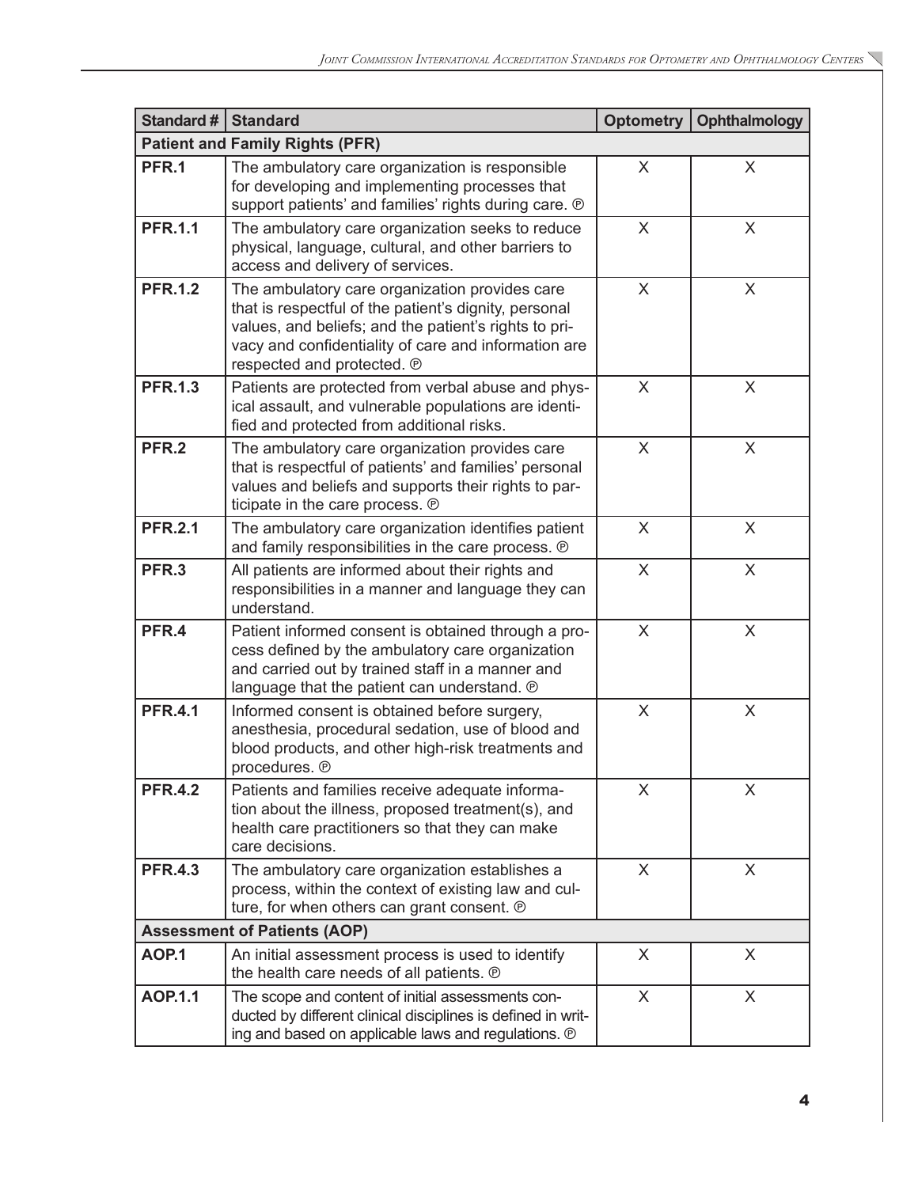| Standard # | Standard | Optometry | Ophthalmology |
|---|---|---|---|
| **Patient and Family Rights (PFR)** | | | |
| **PFR.1** | The ambulatory care organization is responsible for developing and implementing processes that support patients' and families' rights during care. ℗ | X | X |
| **PFR.1.1** | The ambulatory care organization seeks to reduce physical, language, cultural, and other barriers to access and delivery of services. | X | X |
| **PFR.1.2** | The ambulatory care organization provides care that is respectful of the patient's dignity, personal values, and beliefs; and the patient's rights to privacy and confidentiality of care and information are respected and protected. ℗ | X | X |
| **PFR.1.3** | Patients are protected from verbal abuse and physical assault, and vulnerable populations are identified and protected from additional risks. | X | X |
| **PFR.2** | The ambulatory care organization provides care that is respectful of patients' and families' personal values and beliefs and supports their rights to participate in the care process. ℗ | X | X |
| **PFR.2.1** | The ambulatory care organization identifies patient and family responsibilities in the care process. ℗ | X | X |
| **PFR.3** | All patients are informed about their rights and responsibilities in a manner and language they can understand. | X | X |
| **PFR.4** | Patient informed consent is obtained through a process defined by the ambulatory care organization and carried out by trained staff in a manner and language that the patient can understand. ℗ | X | X |
| **PFR.4.1** | Informed consent is obtained before surgery, anesthesia, procedural sedation, use of blood and blood products, and other high-risk treatments and procedures. ℗ | X | X |
| **PFR.4.2** | Patients and families receive adequate information about the illness, proposed treatment(s), and health care practitioners so that they can make care decisions. | X | X |
| **PFR.4.3** | The ambulatory care organization establishes a process, within the context of existing law and culture, for when others can grant consent. ℗ | X | X |
| **Assessment of Patients (AOP)** | | | |
| **AOP.1** | An initial assessment process is used to identify the health care needs of all patients. ℗ | X | X |
| **AOP.1.1** | The scope and content of initial assessments conducted by different clinical disciplines is defined in writing and based on applicable laws and regulations. ℗ | X | X |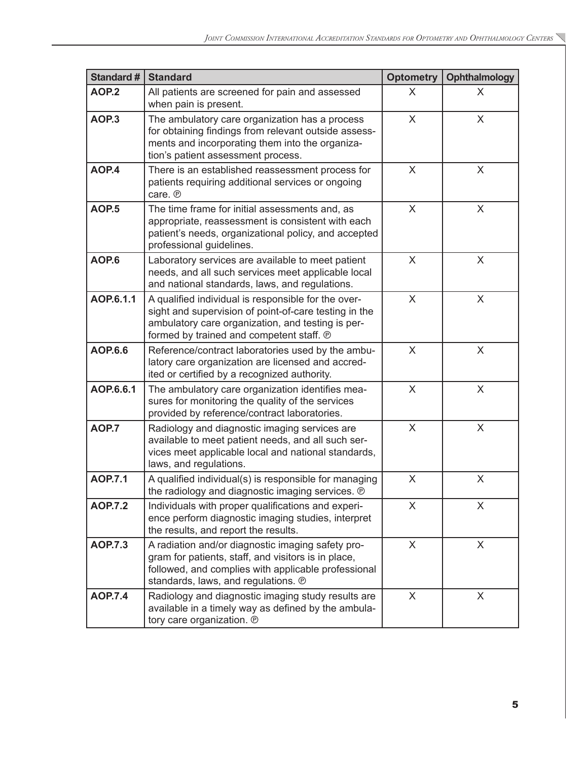| Standard # | Standard | Optometry | Ophthalmology |
|---|---|---|---|
| **AOP.2** | All patients are screened for pain and assessed when pain is present. | X | X |
| **AOP.3** | The ambulatory care organization has a process for obtaining findings from relevant outside assessments and incorporating them into the organization's patient assessment process. | X | X |
| **AOP.4** | There is an established reassessment process for patients requiring additional services or ongoing care. ℗ | X | X |
| **AOP.5** | The time frame for initial assessments and, as appropriate, reassessment is consistent with each patient's needs, organizational policy, and accepted professional guidelines. | X | X |
| **AOP.6** | Laboratory services are available to meet patient needs, and all such services meet applicable local and national standards, laws, and regulations. | X | X |
| **AOP.6.1.1** | A qualified individual is responsible for the oversight and supervision of point-of-care testing in the ambulatory care organization, and testing is performed by trained and competent staff. ℗ | X | X |
| **AOP.6.6** | Reference/contract laboratories used by the ambulatory care organization are licensed and accredited or certified by a recognized authority. | X | X |
| **AOP.6.6.1** | The ambulatory care organization identifies measures for monitoring the quality of the services provided by reference/contract laboratories. | X | X |
| **AOP.7** | Radiology and diagnostic imaging services are available to meet patient needs, and all such services meet applicable local and national standards, laws, and regulations. | X | X |
| **AOP.7.1** | A qualified individual(s) is responsible for managing the radiology and diagnostic imaging services. ℗ | X | X |
| **AOP.7.2** | Individuals with proper qualifications and experience perform diagnostic imaging studies, interpret the results, and report the results. | X | X |
| **AOP.7.3** | A radiation and/or diagnostic imaging safety program for patients, staff, and visitors is in place, followed, and complies with applicable professional standards, laws, and regulations. ℗ | X | X |
| **AOP.7.4** | Radiology and diagnostic imaging study results are available in a timely way as defined by the ambulatory care organization. ℗ | X | X |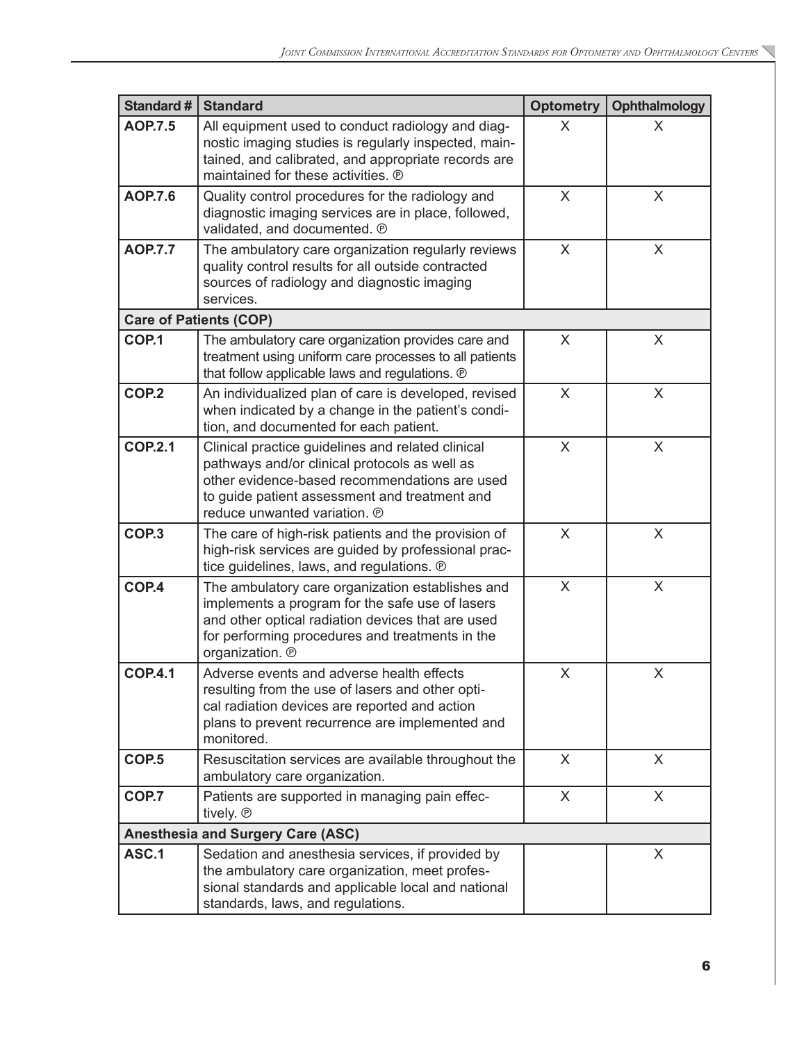| Standard # | Standard | Optometry | Ophthalmology |
|---|---|---|---|
| **AOP.7.5** | All equipment used to conduct radiology and diagnostic imaging studies is regularly inspected, maintained, and calibrated, and appropriate records are maintained for these activities. ℗ | X | X |
| **AOP.7.6** | Quality control procedures for the radiology and diagnostic imaging services are in place, followed, validated, and documented. ℗ | X | X |
| **AOP.7.7** | The ambulatory care organization regularly reviews quality control results for all outside contracted sources of radiology and diagnostic imaging services. | X | X |
| **Care of Patients (COP)** | | | |
| **COP.1** | The ambulatory care organization provides care and treatment using uniform care processes to all patients that follow applicable laws and regulations. ℗ | X | X |
| **COP.2** | An individualized plan of care is developed, revised when indicated by a change in the patient's condition, and documented for each patient. | X | X |
| **COP.2.1** | Clinical practice guidelines and related clinical pathways and/or clinical protocols as well as other evidence-based recommendations are used to guide patient assessment and treatment and reduce unwanted variation. ℗ | X | X |
| **COP.3** | The care of high-risk patients and the provision of high-risk services are guided by professional practice guidelines, laws, and regulations. ℗ | X | X |
| **COP.4** | The ambulatory care organization establishes and implements a program for the safe use of lasers and other optical radiation devices that are used for performing procedures and treatments in the organization. ℗ | X | X |
| **COP.4.1** | Adverse events and adverse health effects resulting from the use of lasers and other optical radiation devices are reported and action plans to prevent recurrence are implemented and monitored. | X | X |
| **COP.5** | Resuscitation services are available throughout the ambulatory care organization. | X | X |
| **COP.7** | Patients are supported in managing pain effectively. ℗ | X | X |
| **Anesthesia and Surgery Care (ASC)** | | | |
| **ASC.1** | Sedation and anesthesia services, if provided by the ambulatory care organization, meet professional standards and applicable local and national standards, laws, and regulations. | | X |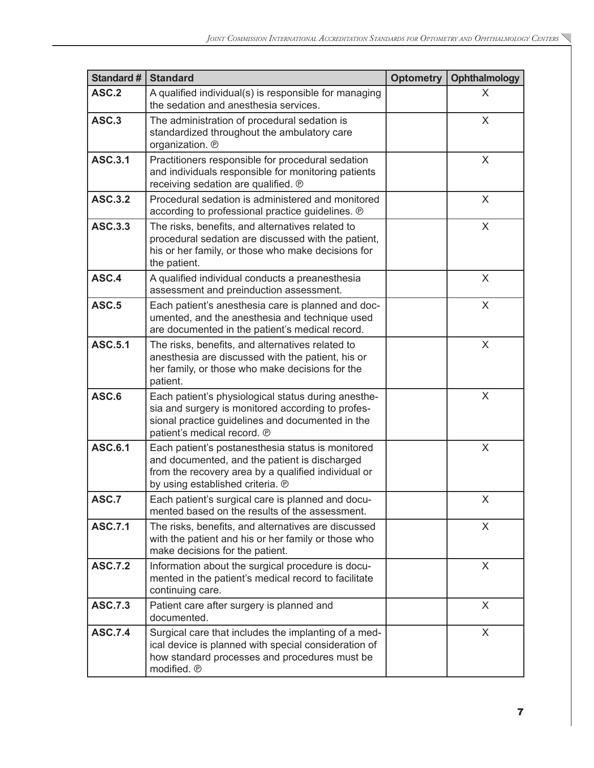| Standard # | Standard | Optometry | Ophthalmology |
|---|---|---|---|
| **ASC.2** | A qualified individual(s) is responsible for managing the sedation and anesthesia services. | | X |
| **ASC.3** | The administration of procedural sedation is standardized throughout the ambulatory care organization. ℗ | | X |
| **ASC.3.1** | Practitioners responsible for procedural sedation and individuals responsible for monitoring patients receiving sedation are qualified. ℗ | | X |
| **ASC.3.2** | Procedural sedation is administered and monitored according to professional practice guidelines. ℗ | | X |
| **ASC.3.3** | The risks, benefits, and alternatives related to procedural sedation are discussed with the patient, his or her family, or those who make decisions for the patient. | | X |
| **ASC.4** | A qualified individual conducts a preanesthesia assessment and preinduction assessment. | | X |
| **ASC.5** | Each patient's anesthesia care is planned and documented, and the anesthesia and technique used are documented in the patient's medical record. | | X |
| **ASC.5.1** | The risks, benefits, and alternatives related to anesthesia are discussed with the patient, his or her family, or those who make decisions for the patient. | | X |
| **ASC.6** | Each patient's physiological status during anesthesia and surgery is monitored according to professional practice guidelines and documented in the patient's medical record. ℗ | | X |
| **ASC.6.1** | Each patient's postanesthesia status is monitored and documented, and the patient is discharged from the recovery area by a qualified individual or by using established criteria. ℗ | | X |
| **ASC.7** | Each patient's surgical care is planned and documented based on the results of the assessment. | | X |
| **ASC.7.1** | The risks, benefits, and alternatives are discussed with the patient and his or her family or those who make decisions for the patient. | | X |
| **ASC.7.2** | Information about the surgical procedure is documented in the patient's medical record to facilitate continuing care. | | X |
| **ASC.7.3** | Patient care after surgery is planned and documented. | | X |
| **ASC.7.4** | Surgical care that includes the implanting of a medical device is planned with special consideration of how standard processes and procedures must be modified. ℗ | | X |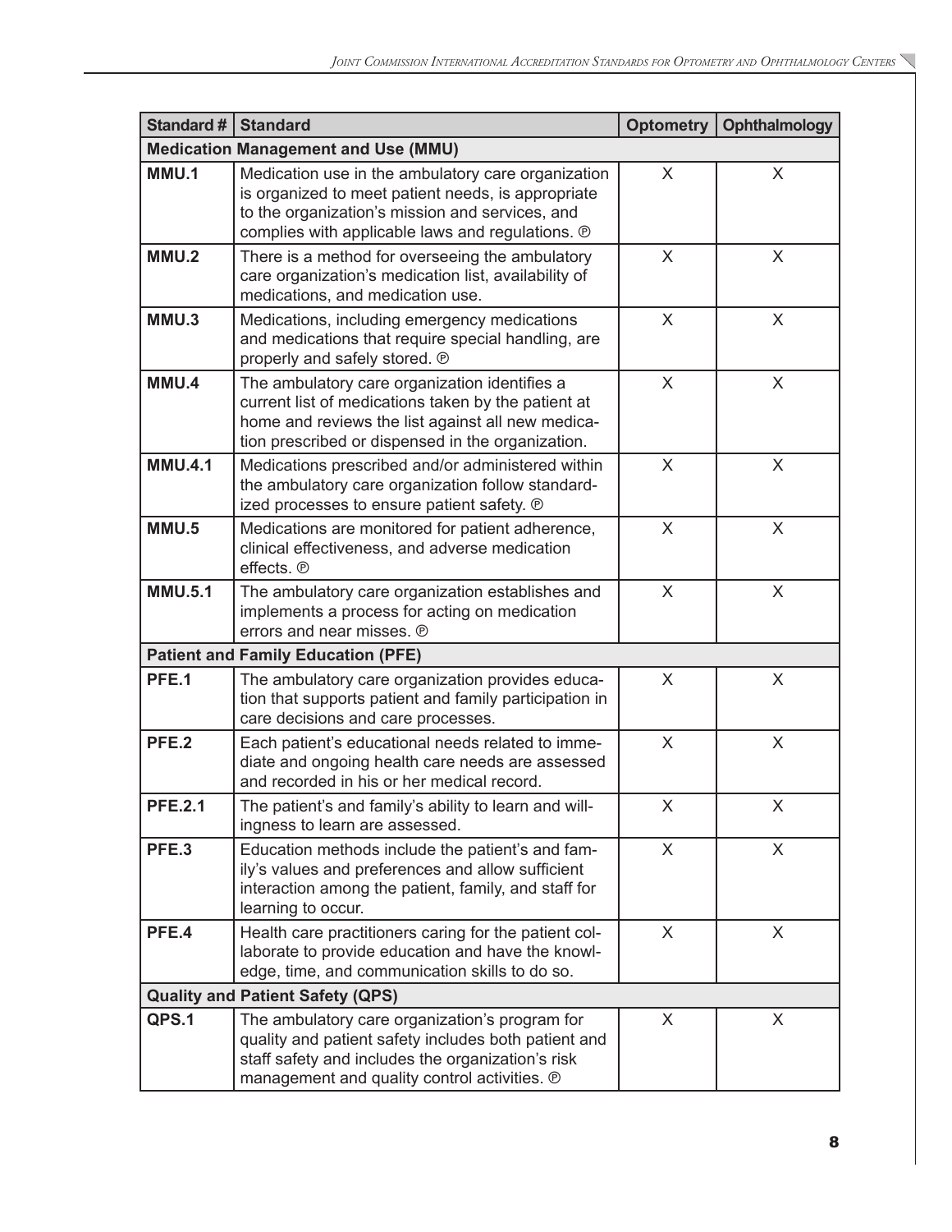| Standard # | Standard | Optometry | Ophthalmology |
|---|---|---|---|
| **Medication Management and Use (MMU)** | | | |
| **MMU.1** | Medication use in the ambulatory care organization is organized to meet patient needs, is appropriate to the organization's mission and services, and complies with applicable laws and regulations. ℗ | X | X |
| **MMU.2** | There is a method for overseeing the ambulatory care organization's medication list, availability of medications, and medication use. | X | X |
| **MMU.3** | Medications, including emergency medications and medications that require special handling, are properly and safely stored. ℗ | X | X |
| **MMU.4** | The ambulatory care organization identifies a current list of medications taken by the patient at home and reviews the list against all new medication prescribed or dispensed in the organization. | X | X |
| **MMU.4.1** | Medications prescribed and/or administered within the ambulatory care organization follow standardized processes to ensure patient safety. ℗ | X | X |
| **MMU.5** | Medications are monitored for patient adherence, clinical effectiveness, and adverse medication effects. ℗ | X | X |
| **MMU.5.1** | The ambulatory care organization establishes and implements a process for acting on medication errors and near misses. ℗ | X | X |
| **Patient and Family Education (PFE)** | | | |
| **PFE.1** | The ambulatory care organization provides education that supports patient and family participation in care decisions and care processes. | X | X |
| **PFE.2** | Each patient's educational needs related to immediate and ongoing health care needs are assessed and recorded in his or her medical record. | X | X |
| **PFE.2.1** | The patient's and family's ability to learn and willingness to learn are assessed. | X | X |
| **PFE.3** | Education methods include the patient's and family's values and preferences and allow sufficient interaction among the patient, family, and staff for learning to occur. | X | X |
| **PFE.4** | Health care practitioners caring for the patient collaborate to provide education and have the knowledge, time, and communication skills to do so. | X | X |
| **Quality and Patient Safety (QPS)** | | | |
| **QPS.1** | The ambulatory care organization's program for quality and patient safety includes both patient and staff safety and includes the organization's risk management and quality control activities. ℗ | X | X |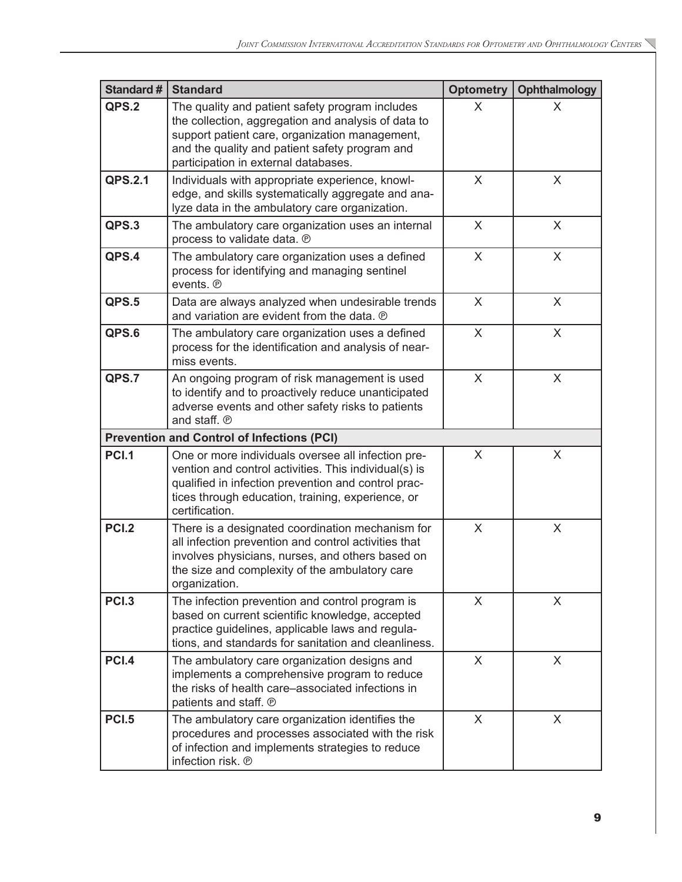| Standard # | Standard | Optometry | Ophthalmology |
|---|---|---|---|
| **QPS.2** | The quality and patient safety program includes the collection, aggregation and analysis of data to support patient care, organization management, and the quality and patient safety program and participation in external databases. | X | X |
| **QPS.2.1** | Individuals with appropriate experience, knowledge, and skills systematically aggregate and analyze data in the ambulatory care organization. | X | X |
| **QPS.3** | The ambulatory care organization uses an internal process to validate data. ℗ | X | X |
| **QPS.4** | The ambulatory care organization uses a defined process for identifying and managing sentinel events. ℗ | X | X |
| **QPS.5** | Data are always analyzed when undesirable trends and variation are evident from the data. ℗ | X | X |
| **QPS.6** | The ambulatory care organization uses a defined process for the identification and analysis of near-miss events. | X | X |
| **QPS.7** | An ongoing program of risk management is used to identify and to proactively reduce unanticipated adverse events and other safety risks to patients and staff. ℗ | X | X |
| **Prevention and Control of Infections (PCI)** | | | |
| **PCI.1** | One or more individuals oversee all infection prevention and control activities. This individual(s) is qualified in infection prevention and control practices through education, training, experience, or certification. | X | X |
| **PCI.2** | There is a designated coordination mechanism for all infection prevention and control activities that involves physicians, nurses, and others based on the size and complexity of the ambulatory care organization. | X | X |
| **PCI.3** | The infection prevention and control program is based on current scientific knowledge, accepted practice guidelines, applicable laws and regulations, and standards for sanitation and cleanliness. | X | X |
| **PCI.4** | The ambulatory care organization designs and implements a comprehensive program to reduce the risks of health care–associated infections in patients and staff. ℗ | X | X |
| **PCI.5** | The ambulatory care organization identifies the procedures and processes associated with the risk of infection and implements strategies to reduce infection risk. ℗ | X | X |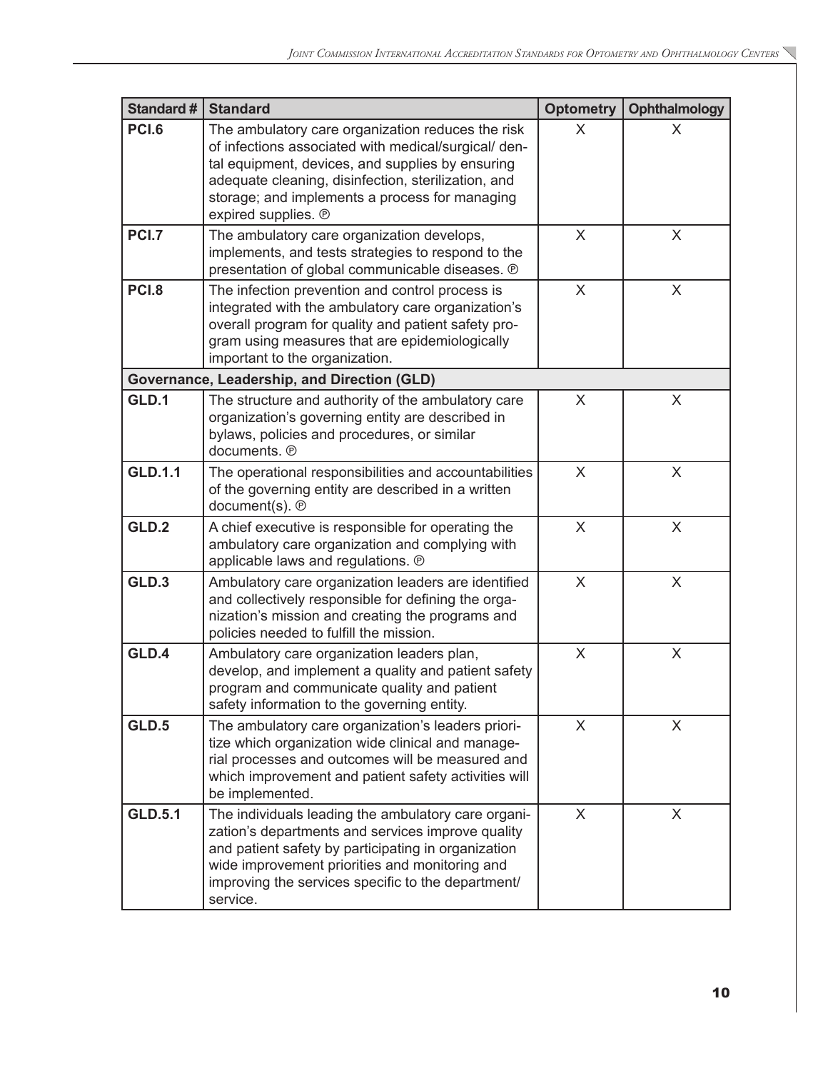| Standard # | Standard | Optometry | Ophthalmology |
|---|---|---|---|
| **PCI.6** | The ambulatory care organization reduces the risk of infections associated with medical/surgical/ dental equipment, devices, and supplies by ensuring adequate cleaning, disinfection, sterilization, and storage; and implements a process for managing expired supplies. ℗ | X | X |
| **PCI.7** | The ambulatory care organization develops, implements, and tests strategies to respond to the presentation of global communicable diseases. ℗ | X | X |
| **PCI.8** | The infection prevention and control process is integrated with the ambulatory care organization's overall program for quality and patient safety program using measures that are epidemiologically important to the organization. | X | X |
| **Governance, Leadership, and Direction (GLD)** | | | |
| **GLD.1** | The structure and authority of the ambulatory care organization's governing entity are described in bylaws, policies and procedures, or similar documents. ℗ | X | X |
| **GLD.1.1** | The operational responsibilities and accountabilities of the governing entity are described in a written document(s). ℗ | X | X |
| **GLD.2** | A chief executive is responsible for operating the ambulatory care organization and complying with applicable laws and regulations. ℗ | X | X |
| **GLD.3** | Ambulatory care organization leaders are identified and collectively responsible for defining the organization's mission and creating the programs and policies needed to fulfill the mission. | X | X |
| **GLD.4** | Ambulatory care organization leaders plan, develop, and implement a quality and patient safety program and communicate quality and patient safety information to the governing entity. | X | X |
| **GLD.5** | The ambulatory care organization's leaders prioritize which organization wide clinical and managerial processes and outcomes will be measured and which improvement and patient safety activities will be implemented. | X | X |
| **GLD.5.1** | The individuals leading the ambulatory care organization's departments and services improve quality and patient safety by participating in organization wide improvement priorities and monitoring and improving the services specific to the department/ service. | X | X |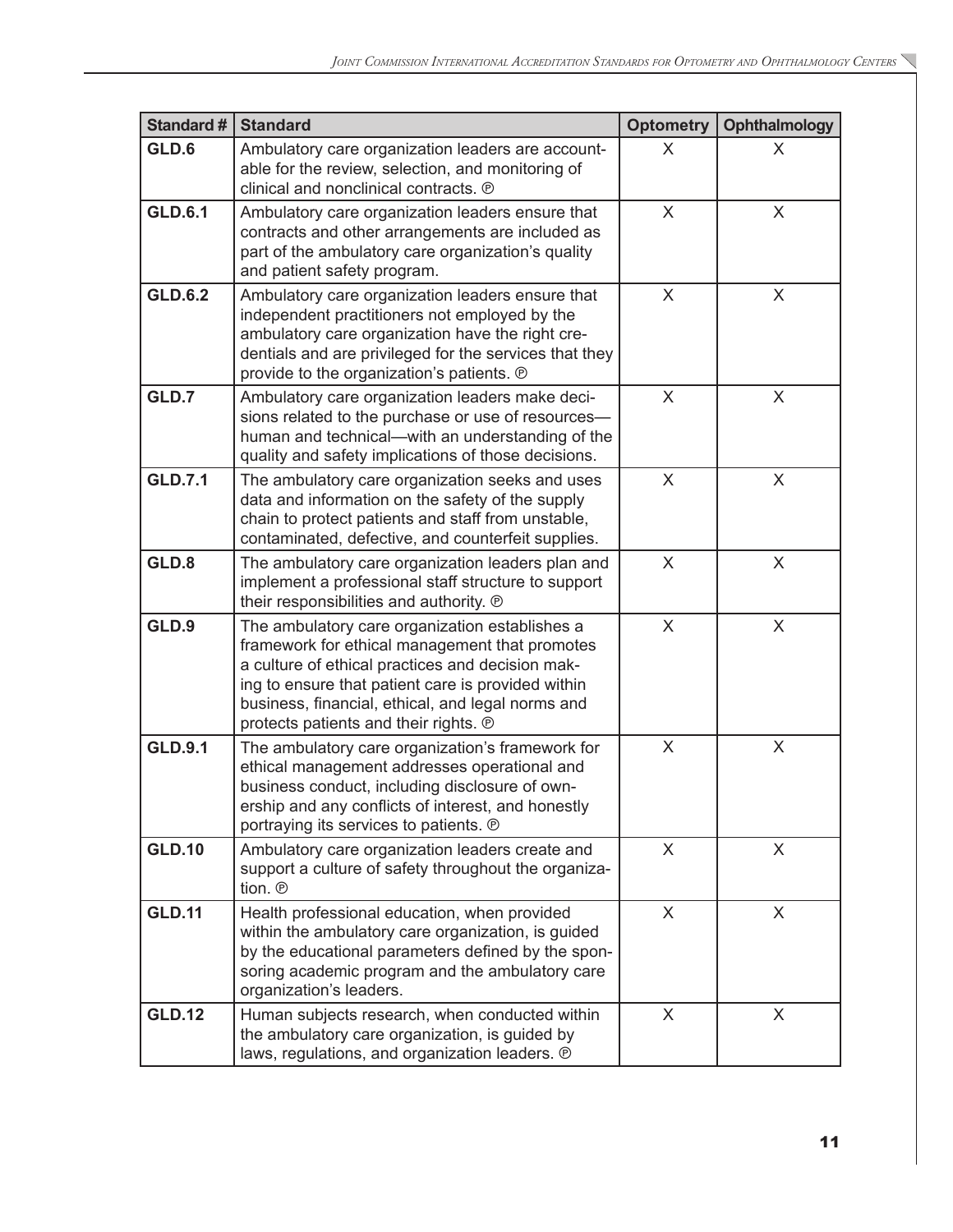| Standard # | Standard | Optometry | Ophthalmology |
|---|---|---|---|
| **GLD.6** | Ambulatory care organization leaders are accountable for the review, selection, and monitoring of clinical and nonclinical contracts. ℗ | X | X |
| **GLD.6.1** | Ambulatory care organization leaders ensure that contracts and other arrangements are included as part of the ambulatory care organization's quality and patient safety program. | X | X |
| **GLD.6.2** | Ambulatory care organization leaders ensure that independent practitioners not employed by the ambulatory care organization have the right credentials and are privileged for the services that they provide to the organization's patients. ℗ | X | X |
| **GLD.7** | Ambulatory care organization leaders make decisions related to the purchase or use of resources—human and technical—with an understanding of the quality and safety implications of those decisions. | X | X |
| **GLD.7.1** | The ambulatory care organization seeks and uses data and information on the safety of the supply chain to protect patients and staff from unstable, contaminated, defective, and counterfeit supplies. | X | X |
| **GLD.8** | The ambulatory care organization leaders plan and implement a professional staff structure to support their responsibilities and authority. ℗ | X | X |
| **GLD.9** | The ambulatory care organization establishes a framework for ethical management that promotes a culture of ethical practices and decision making to ensure that patient care is provided within business, financial, ethical, and legal norms and protects patients and their rights. ℗ | X | X |
| **GLD.9.1** | The ambulatory care organization's framework for ethical management addresses operational and business conduct, including disclosure of ownership and any conflicts of interest, and honestly portraying its services to patients. ℗ | X | X |
| **GLD.10** | Ambulatory care organization leaders create and support a culture of safety throughout the organization. ℗ | X | X |
| **GLD.11** | Health professional education, when provided within the ambulatory care organization, is guided by the educational parameters defined by the sponsoring academic program and the ambulatory care organization's leaders. | X | X |
| **GLD.12** | Human subjects research, when conducted within the ambulatory care organization, is guided by laws, regulations, and organization leaders. ℗ | X | X |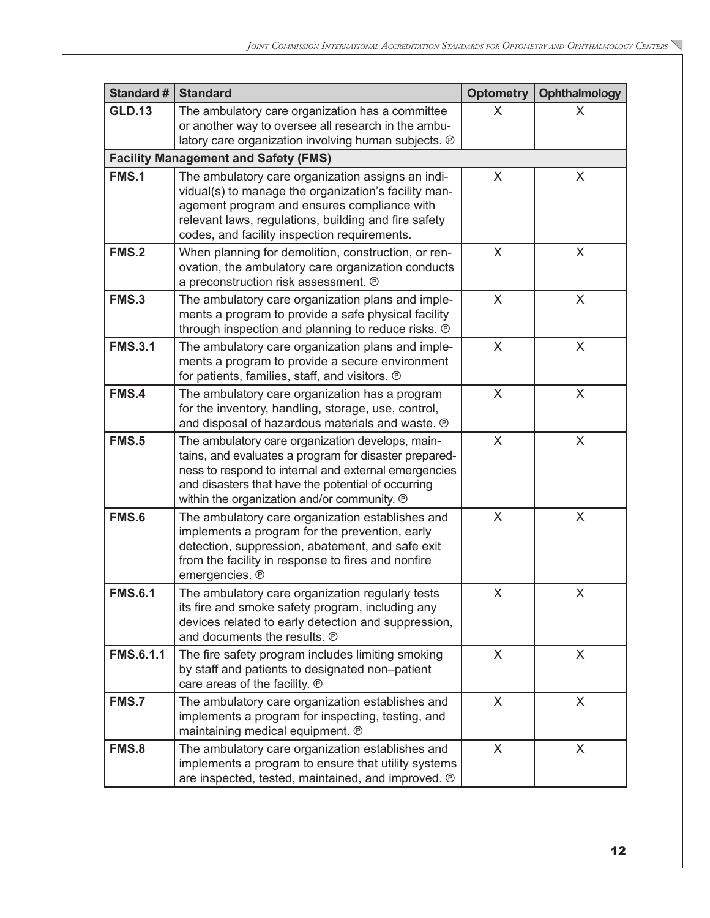| Standard # | Standard | Optometry | Ophthalmology |
|---|---|---|---|
| **GLD.13** | The ambulatory care organization has a committee or another way to oversee all research in the ambulatory care organization involving human subjects. ℗ | X | X |
| **Facility Management and Safety (FMS)** | | | |
| **FMS.1** | The ambulatory care organization assigns an individual(s) to manage the organization's facility management program and ensures compliance with relevant laws, regulations, building and fire safety codes, and facility inspection requirements. | X | X |
| **FMS.2** | When planning for demolition, construction, or renovation, the ambulatory care organization conducts a preconstruction risk assessment. ℗ | X | X |
| **FMS.3** | The ambulatory care organization plans and implements a program to provide a safe physical facility through inspection and planning to reduce risks. ℗ | X | X |
| **FMS.3.1** | The ambulatory care organization plans and implements a program to provide a secure environment for patients, families, staff, and visitors. ℗ | X | X |
| **FMS.4** | The ambulatory care organization has a program for the inventory, handling, storage, use, control, and disposal of hazardous materials and waste. ℗ | X | X |
| **FMS.5** | The ambulatory care organization develops, maintains, and evaluates a program for disaster preparedness to respond to internal and external emergencies and disasters that have the potential of occurring within the organization and/or community. ℗ | X | X |
| **FMS.6** | The ambulatory care organization establishes and implements a program for the prevention, early detection, suppression, abatement, and safe exit from the facility in response to fires and nonfire emergencies. ℗ | X | X |
| **FMS.6.1** | The ambulatory care organization regularly tests its fire and smoke safety program, including any devices related to early detection and suppression, and documents the results. ℗ | X | X |
| **FMS.6.1.1** | The fire safety program includes limiting smoking by staff and patients to designated non–patient care areas of the facility. ℗ | X | X |
| **FMS.7** | The ambulatory care organization establishes and implements a program for inspecting, testing, and maintaining medical equipment. ℗ | X | X |
| **FMS.8** | The ambulatory care organization establishes and implements a program to ensure that utility systems are inspected, tested, maintained, and improved. ℗ | X | X |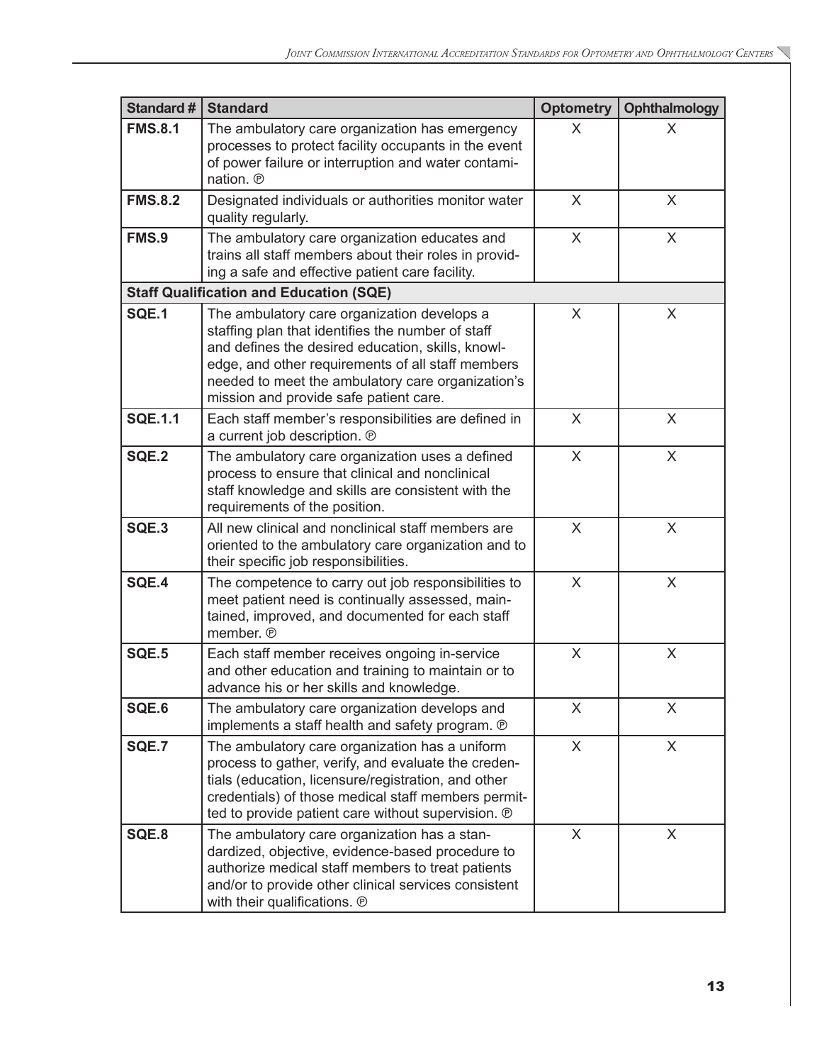| Standard # | Standard | Optometry | Ophthalmology |
|---|---|---|---|
| **FMS.8.1** | The ambulatory care organization has emergency processes to protect facility occupants in the event of power failure or interruption and water contamination. ℗ | X | X |
| **FMS.8.2** | Designated individuals or authorities monitor water quality regularly. | X | X |
| **FMS.9** | The ambulatory care organization educates and trains all staff members about their roles in providing a safe and effective patient care facility. | X | X |
| **Staff Qualification and Education (SQE)** | | | |
| **SQE.1** | The ambulatory care organization develops a staffing plan that identifies the number of staff and defines the desired education, skills, knowledge, and other requirements of all staff members needed to meet the ambulatory care organization's mission and provide safe patient care. | X | X |
| **SQE.1.1** | Each staff member's responsibilities are defined in a current job description. ℗ | X | X |
| **SQE.2** | The ambulatory care organization uses a defined process to ensure that clinical and nonclinical staff knowledge and skills are consistent with the requirements of the position. | X | X |
| **SQE.3** | All new clinical and nonclinical staff members are oriented to the ambulatory care organization and to their specific job responsibilities. | X | X |
| **SQE.4** | The competence to carry out job responsibilities to meet patient need is continually assessed, maintained, improved, and documented for each staff member. ℗ | X | X |
| **SQE.5** | Each staff member receives ongoing in-service and other education and training to maintain or to advance his or her skills and knowledge. | X | X |
| **SQE.6** | The ambulatory care organization develops and implements a staff health and safety program. ℗ | X | X |
| **SQE.7** | The ambulatory care organization has a uniform process to gather, verify, and evaluate the credentials (education, licensure/registration, and other credentials) of those medical staff members permitted to provide patient care without supervision. ℗ | X | X |
| **SQE.8** | The ambulatory care organization has a standardized, objective, evidence-based procedure to authorize medical staff members to treat patients and/or to provide other clinical services consistent with their qualifications. ℗ | X | X |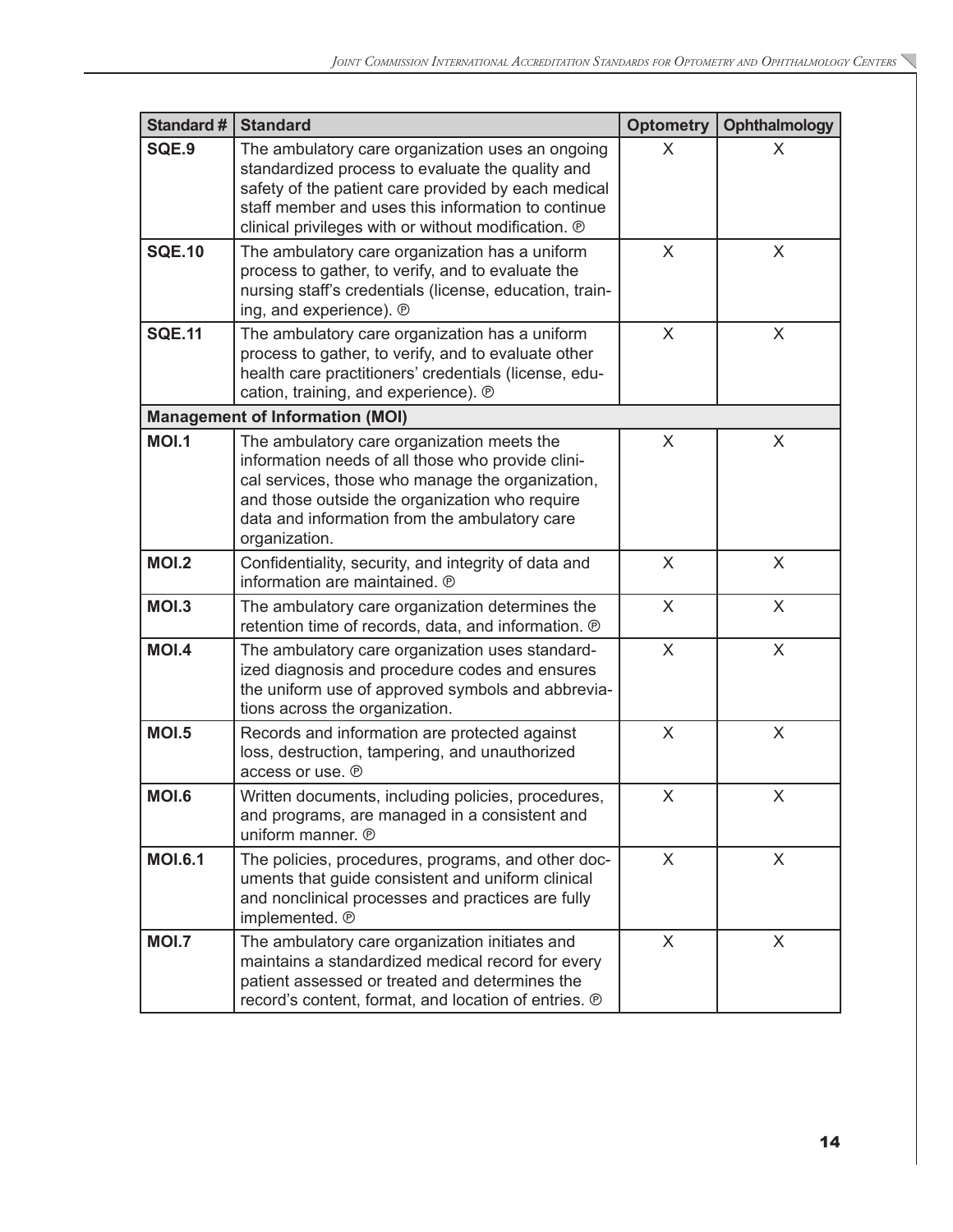| Standard # | Standard | Optometry | Ophthalmology |
|---|---|---|---|
| **SQE.9** | The ambulatory care organization uses an ongoing standardized process to evaluate the quality and safety of the patient care provided by each medical staff member and uses this information to continue clinical privileges with or without modification. ℗ | X | X |
| **SQE.10** | The ambulatory care organization has a uniform process to gather, to verify, and to evaluate the nursing staff's credentials (license, education, training, and experience). ℗ | X | X |
| **SQE.11** | The ambulatory care organization has a uniform process to gather, to verify, and to evaluate other health care practitioners' credentials (license, education, training, and experience). ℗ | X | X |
| **Management of Information (MOI)** | | | |
| **MOI.1** | The ambulatory care organization meets the information needs of all those who provide clinical services, those who manage the organization, and those outside the organization who require data and information from the ambulatory care organization. | X | X |
| **MOI.2** | Confidentiality, security, and integrity of data and information are maintained. ℗ | X | X |
| **MOI.3** | The ambulatory care organization determines the retention time of records, data, and information. ℗ | X | X |
| **MOI.4** | The ambulatory care organization uses standardized diagnosis and procedure codes and ensures the uniform use of approved symbols and abbreviations across the organization. | X | X |
| **MOI.5** | Records and information are protected against loss, destruction, tampering, and unauthorized access or use. ℗ | X | X |
| **MOI.6** | Written documents, including policies, procedures, and programs, are managed in a consistent and uniform manner. ℗ | X | X |
| **MOI.6.1** | The policies, procedures, programs, and other documents that guide consistent and uniform clinical and nonclinical processes and practices are fully implemented. ℗ | X | X |
| **MOI.7** | The ambulatory care organization initiates and maintains a standardized medical record for every patient assessed or treated and determines the record's content, format, and location of entries. ℗ | X | X |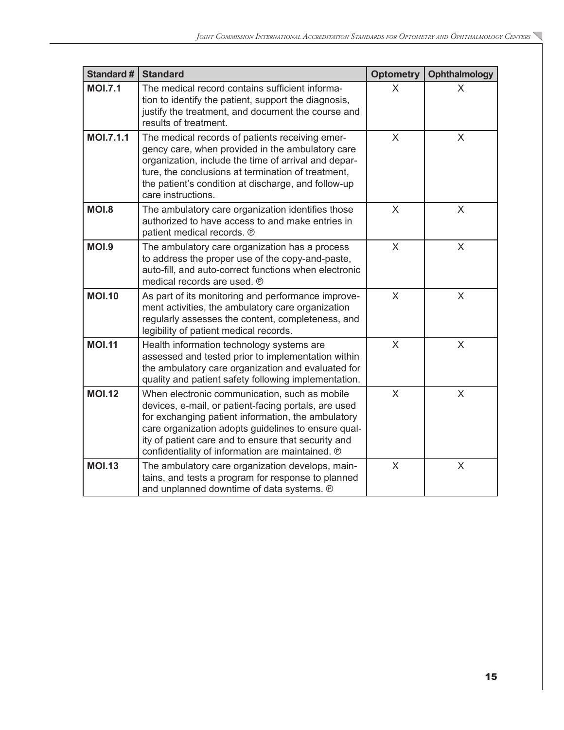| Standard # | Standard | Optometry | Ophthalmology |
|---|---|---|---|
| **MOI.7.1** | The medical record contains sufficient information to identify the patient, support the diagnosis, justify the treatment, and document the course and results of treatment. | X | X |
| **MOI.7.1.1** | The medical records of patients receiving emergency care, when provided in the ambulatory care organization, include the time of arrival and departure, the conclusions at termination of treatment, the patient's condition at discharge, and follow-up care instructions. | X | X |
| **MOI.8** | The ambulatory care organization identifies those authorized to have access to and make entries in patient medical records. ℗ | X | X |
| **MOI.9** | The ambulatory care organization has a process to address the proper use of the copy-and-paste, auto-fill, and auto-correct functions when electronic medical records are used. ℗ | X | X |
| **MOI.10** | As part of its monitoring and performance improvement activities, the ambulatory care organization regularly assesses the content, completeness, and legibility of patient medical records. | X | X |
| **MOI.11** | Health information technology systems are assessed and tested prior to implementation within the ambulatory care organization and evaluated for quality and patient safety following implementation. | X | X |
| **MOI.12** | When electronic communication, such as mobile devices, e-mail, or patient-facing portals, are used for exchanging patient information, the ambulatory care organization adopts guidelines to ensure quality of patient care and to ensure that security and confidentiality of information are maintained. ℗ | X | X |
| **MOI.13** | The ambulatory care organization develops, maintains, and tests a program for response to planned and unplanned downtime of data systems. ℗ | X | X |